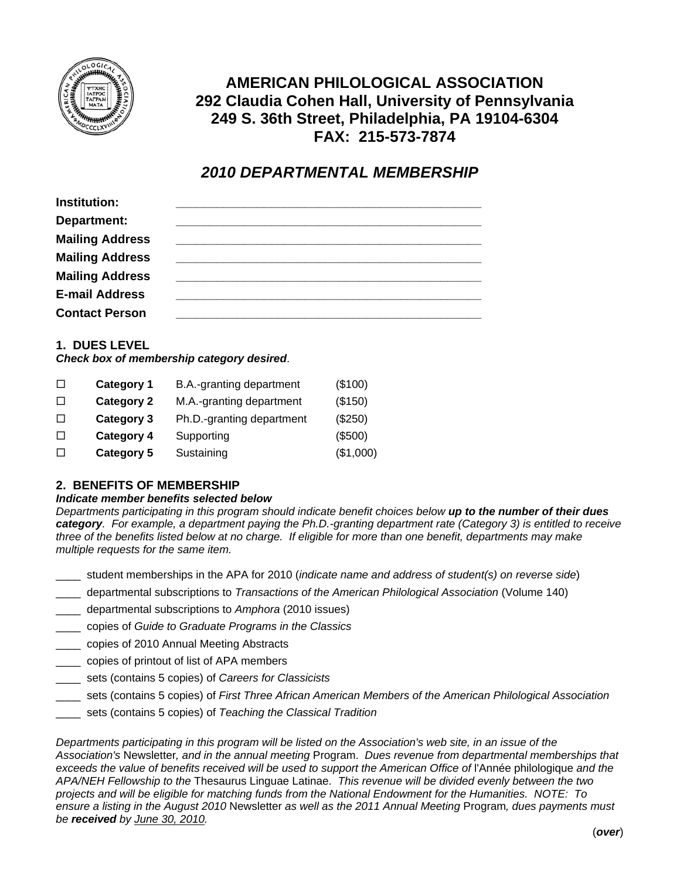# AMERICAN PHILOLOGICAL ASSOCIATION
**292 Claudia Cohen Hall, University of Pennsylvania**
**249 S. 36th Street, Philadelphia, PA 19104-6304**
**FAX: 215-573-7874**

## *2010 DEPARTMENTAL MEMBERSHIP*

**Institution:** ______________________________________________

**Department:** ______________________________________________

**Mailing Address** ______________________________________________

**Mailing Address** ______________________________________________

**Mailing Address** ______________________________________________

**E-mail Address** ______________________________________________

**Contact Person** ______________________________________________

### 1. DUES LEVEL

***Check box of membership category desired***.

| | | | |
|---|---|---|---|
| ☐ | **Category 1** | B.A.-granting department | ($100) |
| ☐ | **Category 2** | M.A.-granting department | ($150) |
| ☐ | **Category 3** | Ph.D.-granting department | ($250) |
| ☐ | **Category 4** | Supporting | ($500) |
| ☐ | **Category 5** | Sustaining | ($1,000) |

### 2. BENEFITS OF MEMBERSHIP

***Indicate member benefits selected below***

*Departments participating in this program should indicate benefit choices below* ***up to the number of their dues category****. For example, a department paying the Ph.D.-granting department rate (Category 3) is entitled to receive three of the benefits listed below at no charge. If eligible for more than one benefit, departments may make multiple requests for the same item.*

____ student memberships in the APA for 2010 (*indicate name and address of student(s) on reverse side*)

____ departmental subscriptions to *Transactions of the American Philological Association* (Volume 140)

____ departmental subscriptions to *Amphora* (2010 issues)

____ copies of *Guide to Graduate Programs in the Classics*

____ copies of 2010 Annual Meeting Abstracts

____ copies of printout of list of APA members

____ sets (contains 5 copies) of *Careers for Classicists*

____ sets (contains 5 copies) of *First Three African American Members of the American Philological Association*

____ sets (contains 5 copies) of *Teaching the Classical Tradition*

*Departments participating in this program will be listed on the Association's web site, in an issue of the Association's* Newsletter*, and in the annual meeting* Program. *Dues revenue from departmental memberships that exceeds the value of benefits received will be used to support the American Office of* l'Année philologique *and the APA/NEH Fellowship to the* Thesaurus Linguae Latinae. *This revenue will be divided evenly between the two projects and will be eligible for matching funds from the National Endowment for the Humanities. NOTE: To ensure a listing in the August 2010* Newsletter *as well as the 2011 Annual Meeting* Program*, dues payments must be* ***received*** *by June 30, 2010.*

(***over***)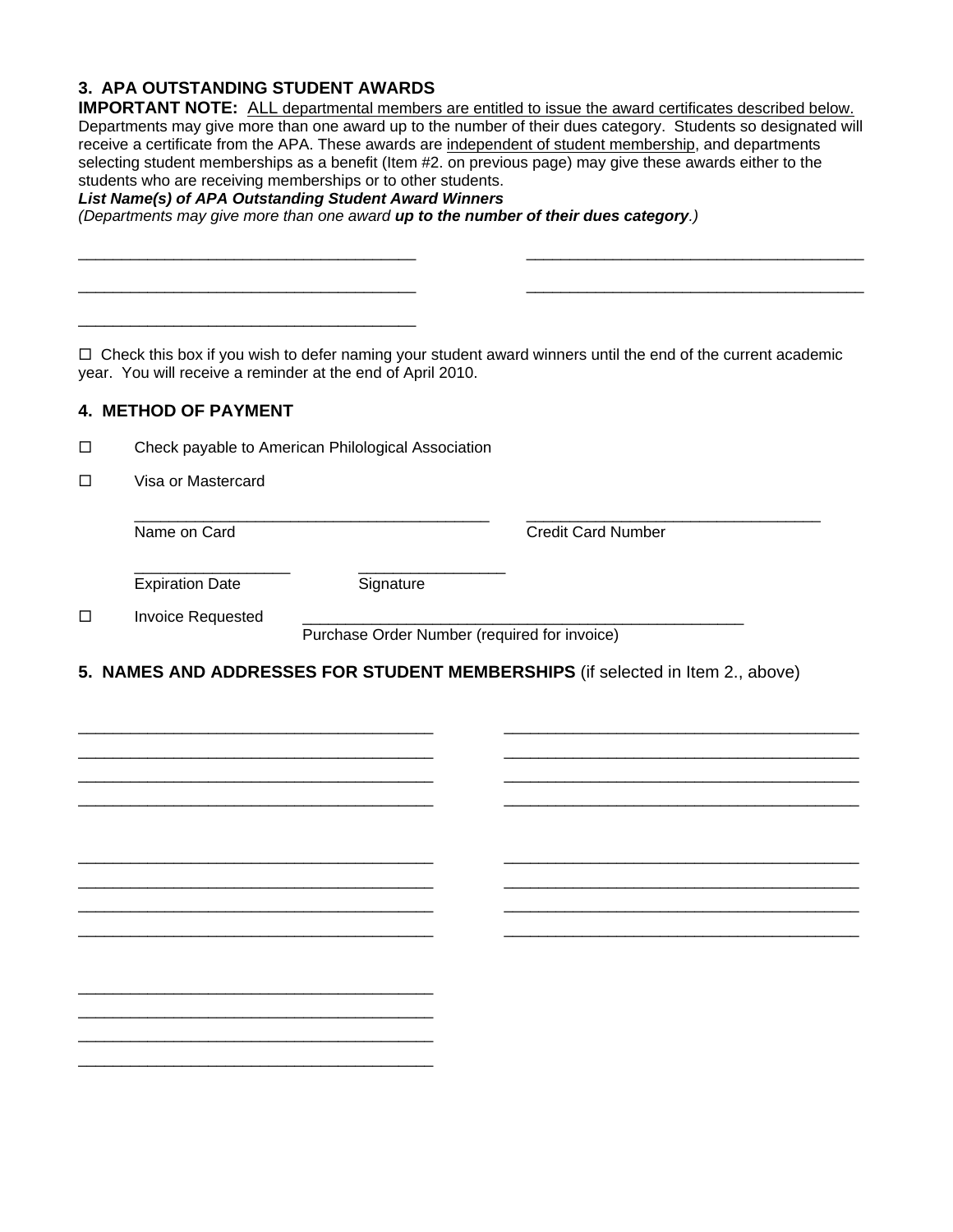### 3. APA OUTSTANDING STUDENT AWARDS

**IMPORTANT NOTE:** ALL departmental members are entitled to issue the award certificates described below. Departments may give more than one award up to the number of their dues category. Students so designated will receive a certificate from the APA. These awards are independent of student membership, and departments selecting student memberships as a benefit (Item #2. on previous page) may give these awards either to the students who are receiving memberships or to other students.

***List Name(s) of APA Outstanding Student Award Winners***

*(Departments may give more than one award* ***up to the number of their dues category****.)*

______________________________________ ______________________________________

______________________________________ ______________________________________

______________________________________

☐ Check this box if you wish to defer naming your student award winners until the end of the current academic year. You will receive a reminder at the end of April 2010.

### 4. METHOD OF PAYMENT

☐ Check payable to American Philological Association

☐ Visa or Mastercard

________________________________________ Name on Card

________________________________ Credit Card Number

_________________ Expiration Date

________________ Signature

☐ Invoice Requested ________________________________________________ Purchase Order Number (required for invoice)

### 5. NAMES AND ADDRESSES FOR STUDENT MEMBERSHIPS (if selected in Item 2., above)

________________________________________ ________________________________________
________________________________________ ________________________________________
________________________________________ ________________________________________
________________________________________ ________________________________________

________________________________________ ________________________________________
________________________________________ ________________________________________
________________________________________ ________________________________________
________________________________________ ________________________________________

________________________________________
________________________________________
________________________________________
________________________________________